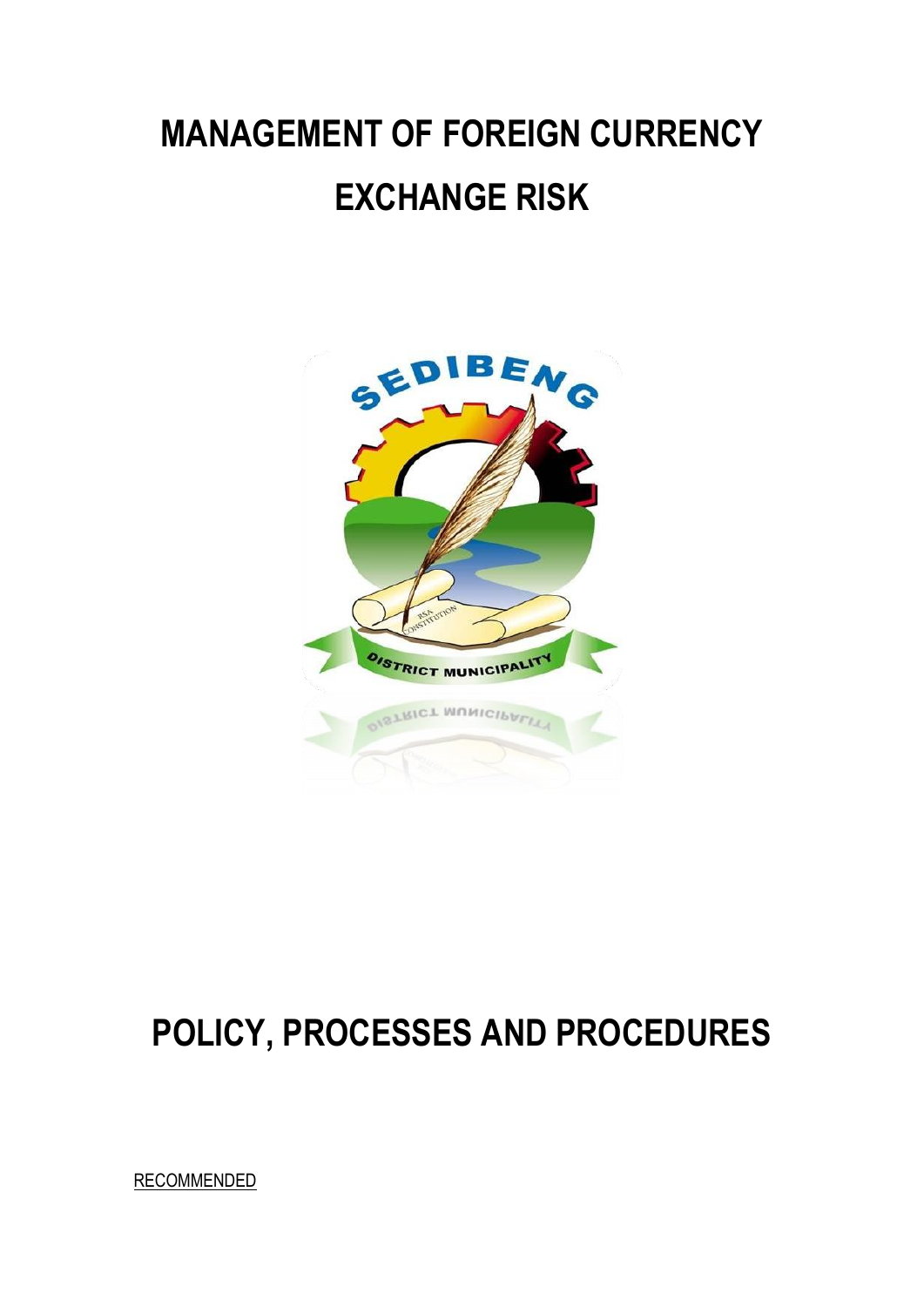# MANAGEMENT OF FOREIGN CURRENCY EXCHANGE RISK

# POLICY, PROCESSES AND PROCEDURES

RECOMMENDED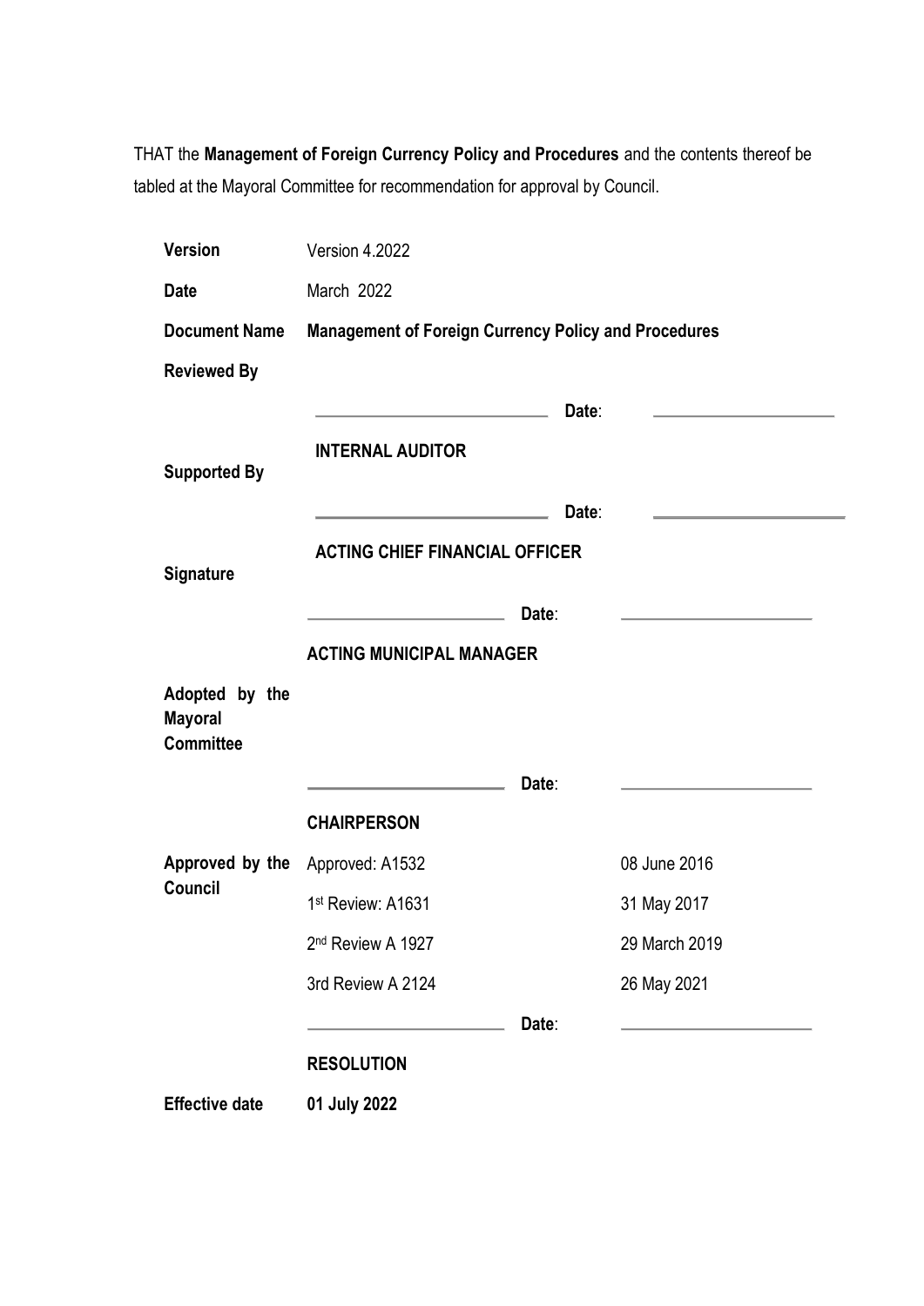THAT the **Management of Foreign Currency Policy and Procedures** and the contents thereof be tabled at the Mayoral Committee for recommendation for approval by Council.

| | | | |
|---|---|---|---|
| **Version** | Version 4.2022 | | |
| **Date** | March 2022 | | |
| **Document Name** | **Management of Foreign Currency Policy and Procedures** | | |
| **Reviewed By** | ____________________ | **Date**: | ____________________ |
| | **INTERNAL AUDITOR** | | |
| **Supported By** | ____________________ | **Date**: | ____________________ |
| | **ACTING CHIEF FINANCIAL OFFICER** | | |
| **Signature** | ____________________ | **Date**: | ____________________ |
| | **ACTING MUNICIPAL MANAGER** | | |
| **Adopted by the Mayoral Committee** | ____________________ | **Date**: | ____________________ |
| | **CHAIRPERSON** | | |
| **Approved by the Council** | Approved: A1532 | | 08 June 2016 |
| | 1st Review: A1631 | | 31 May 2017 |
| | 2nd Review A 1927 | | 29 March 2019 |
| | 3rd Review A 2124 | | 26 May 2021 |
| | ____________________ | **Date**: | ____________________ |
| | **RESOLUTION** | | |
| **Effective date** | **01 July 2022** | | |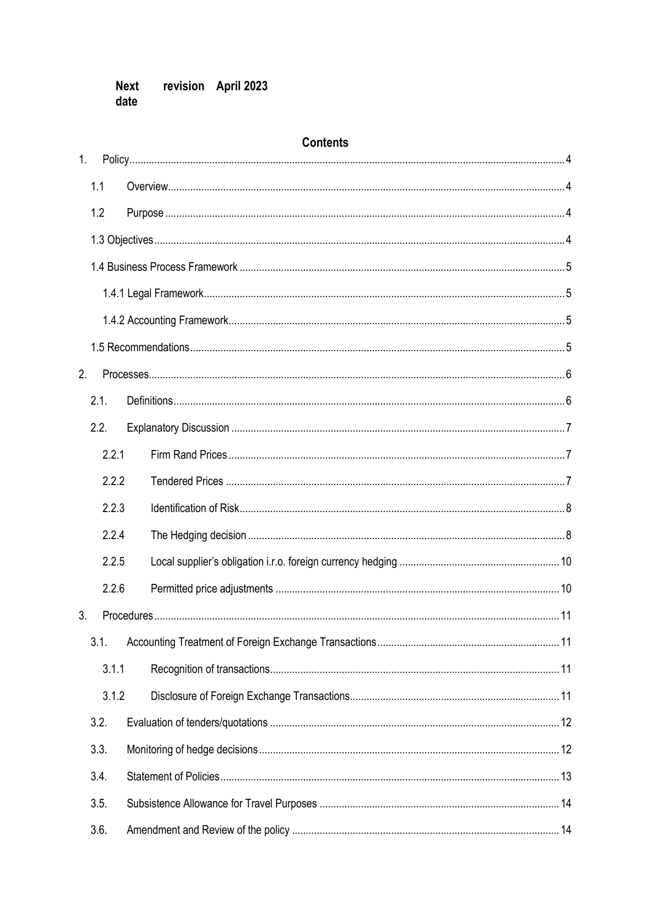**Next date** **revision April 2023**

## Contents

1. Policy ........ 4
   - 1.1 Overview ........ 4
   - 1.2 Purpose ........ 4
   - 1.3 Objectives ........ 4
   - 1.4 Business Process Framework ........ 5
     - 1.4.1 Legal Framework ........ 5
     - 1.4.2 Accounting Framework ........ 5
   - 1.5 Recommendations ........ 5
2. Processes ........ 6
   - 2.1. Definitions ........ 6
   - 2.2. Explanatory Discussion ........ 7
     - 2.2.1 Firm Rand Prices ........ 7
     - 2.2.2 Tendered Prices ........ 7
     - 2.2.3 Identification of Risk ........ 8
     - 2.2.4 The Hedging decision ........ 8
     - 2.2.5 Local supplier's obligation i.r.o. foreign currency hedging ........ 10
     - 2.2.6 Permitted price adjustments ........ 10
3. Procedures ........ 11
   - 3.1. Accounting Treatment of Foreign Exchange Transactions ........ 11
     - 3.1.1 Recognition of transactions ........ 11
     - 3.1.2 Disclosure of Foreign Exchange Transactions ........ 11
   - 3.2. Evaluation of tenders/quotations ........ 12
   - 3.3. Monitoring of hedge decisions ........ 12
   - 3.4. Statement of Policies ........ 13
   - 3.5. Subsistence Allowance for Travel Purposes ........ 14
   - 3.6. Amendment and Review of the policy ........ 14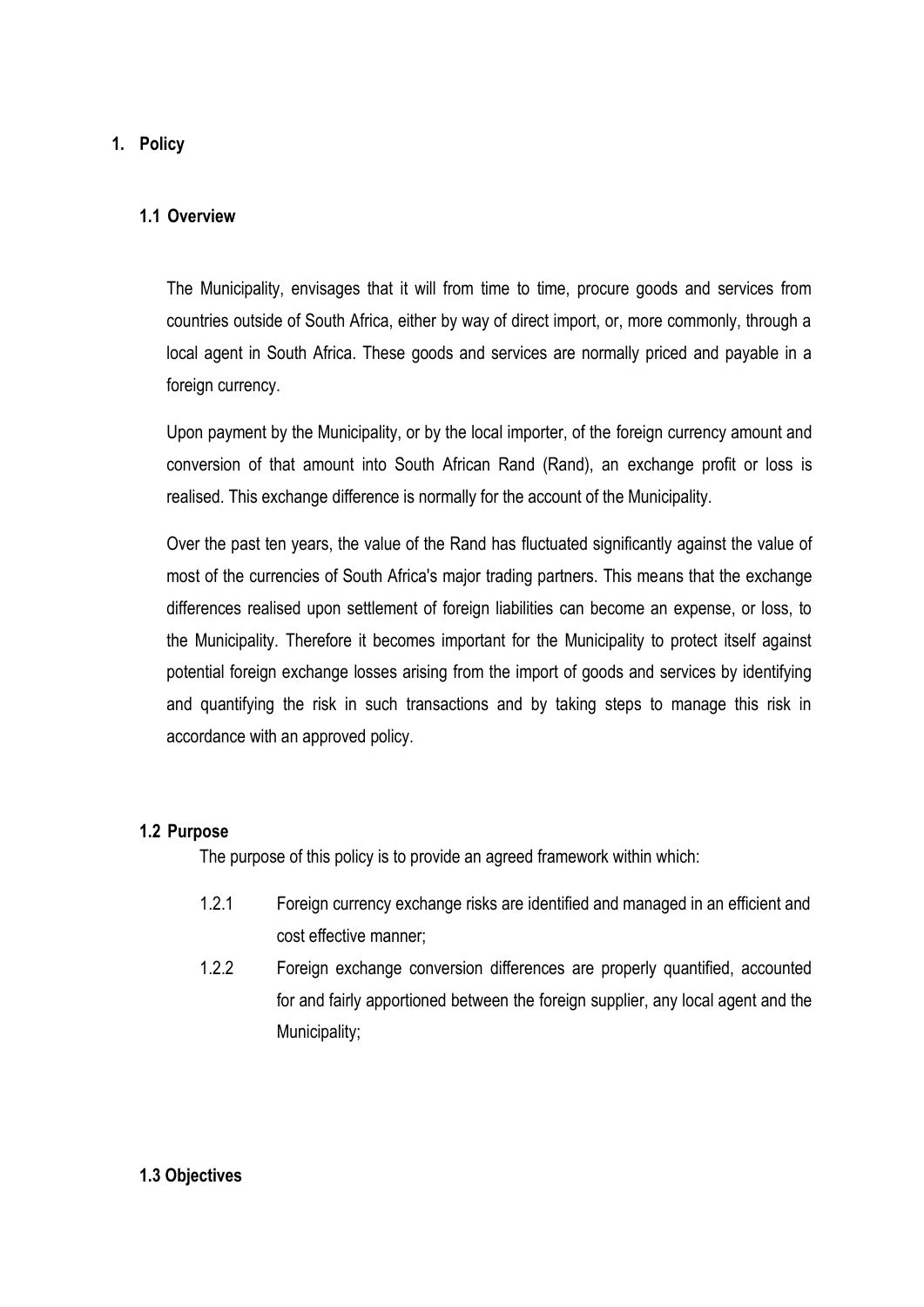# 1. Policy

## 1.1 Overview

The Municipality, envisages that it will from time to time, procure goods and services from countries outside of South Africa, either by way of direct import, or, more commonly, through a local agent in South Africa. These goods and services are normally priced and payable in a foreign currency.

Upon payment by the Municipality, or by the local importer, of the foreign currency amount and conversion of that amount into South African Rand (Rand), an exchange profit or loss is realised. This exchange difference is normally for the account of the Municipality.

Over the past ten years, the value of the Rand has fluctuated significantly against the value of most of the currencies of South Africa's major trading partners. This means that the exchange differences realised upon settlement of foreign liabilities can become an expense, or loss, to the Municipality. Therefore it becomes important for the Municipality to protect itself against potential foreign exchange losses arising from the import of goods and services by identifying and quantifying the risk in such transactions and by taking steps to manage this risk in accordance with an approved policy.

## 1.2 Purpose

The purpose of this policy is to provide an agreed framework within which:

1.2.1 Foreign currency exchange risks are identified and managed in an efficient and cost effective manner;

1.2.2 Foreign exchange conversion differences are properly quantified, accounted for and fairly apportioned between the foreign supplier, any local agent and the Municipality;

## 1.3 Objectives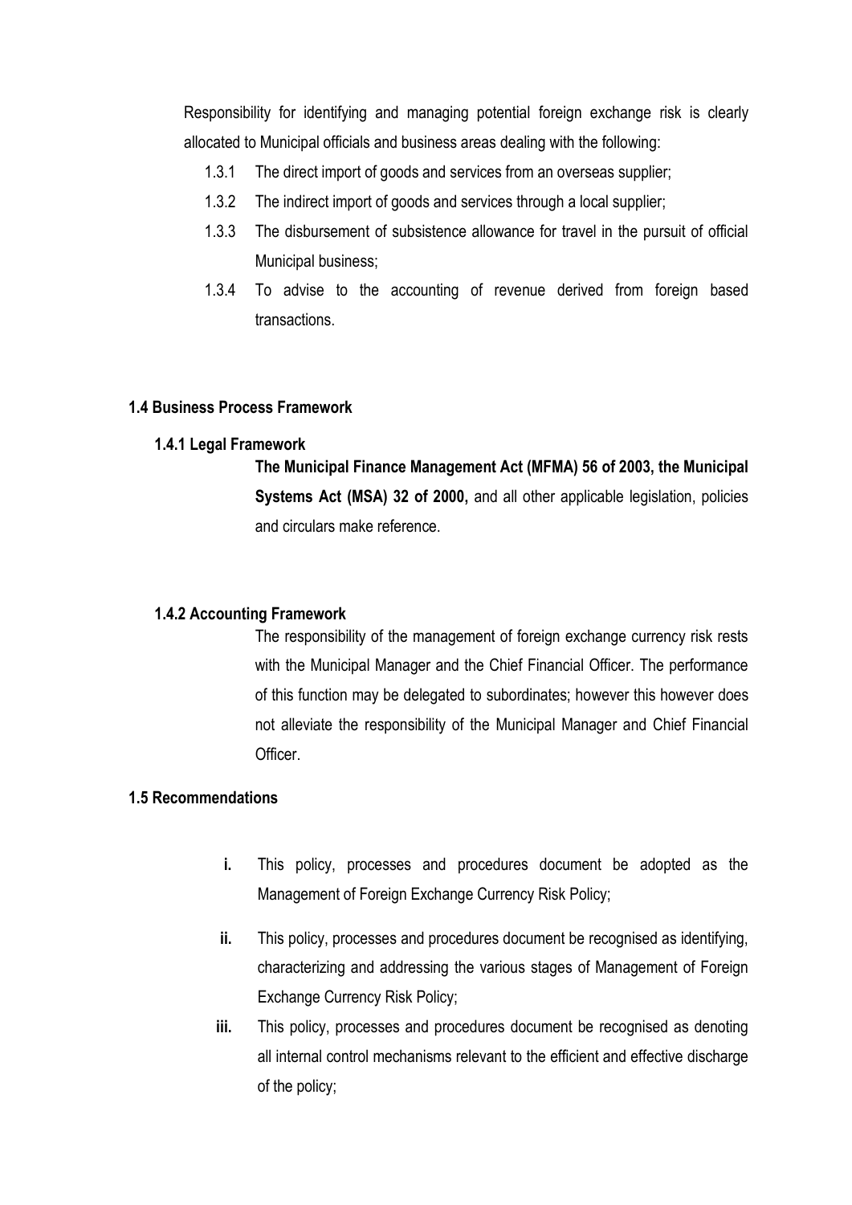Responsibility for identifying and managing potential foreign exchange risk is clearly allocated to Municipal officials and business areas dealing with the following:

1.3.1 The direct import of goods and services from an overseas supplier;

1.3.2 The indirect import of goods and services through a local supplier;

1.3.3 The disbursement of subsistence allowance for travel in the pursuit of official Municipal business;

1.3.4 To advise to the accounting of revenue derived from foreign based transactions.

## 1.4 Business Process Framework

### 1.4.1 Legal Framework

**The Municipal Finance Management Act (MFMA) 56 of 2003, the Municipal Systems Act (MSA) 32 of 2000,** and all other applicable legislation, policies and circulars make reference.

### 1.4.2 Accounting Framework

The responsibility of the management of foreign exchange currency risk rests with the Municipal Manager and the Chief Financial Officer. The performance of this function may be delegated to subordinates; however this however does not alleviate the responsibility of the Municipal Manager and Chief Financial Officer.

## 1.5 Recommendations

**i.** This policy, processes and procedures document be adopted as the Management of Foreign Exchange Currency Risk Policy;

**ii.** This policy, processes and procedures document be recognised as identifying, characterizing and addressing the various stages of Management of Foreign Exchange Currency Risk Policy;

**iii.** This policy, processes and procedures document be recognised as denoting all internal control mechanisms relevant to the efficient and effective discharge of the policy;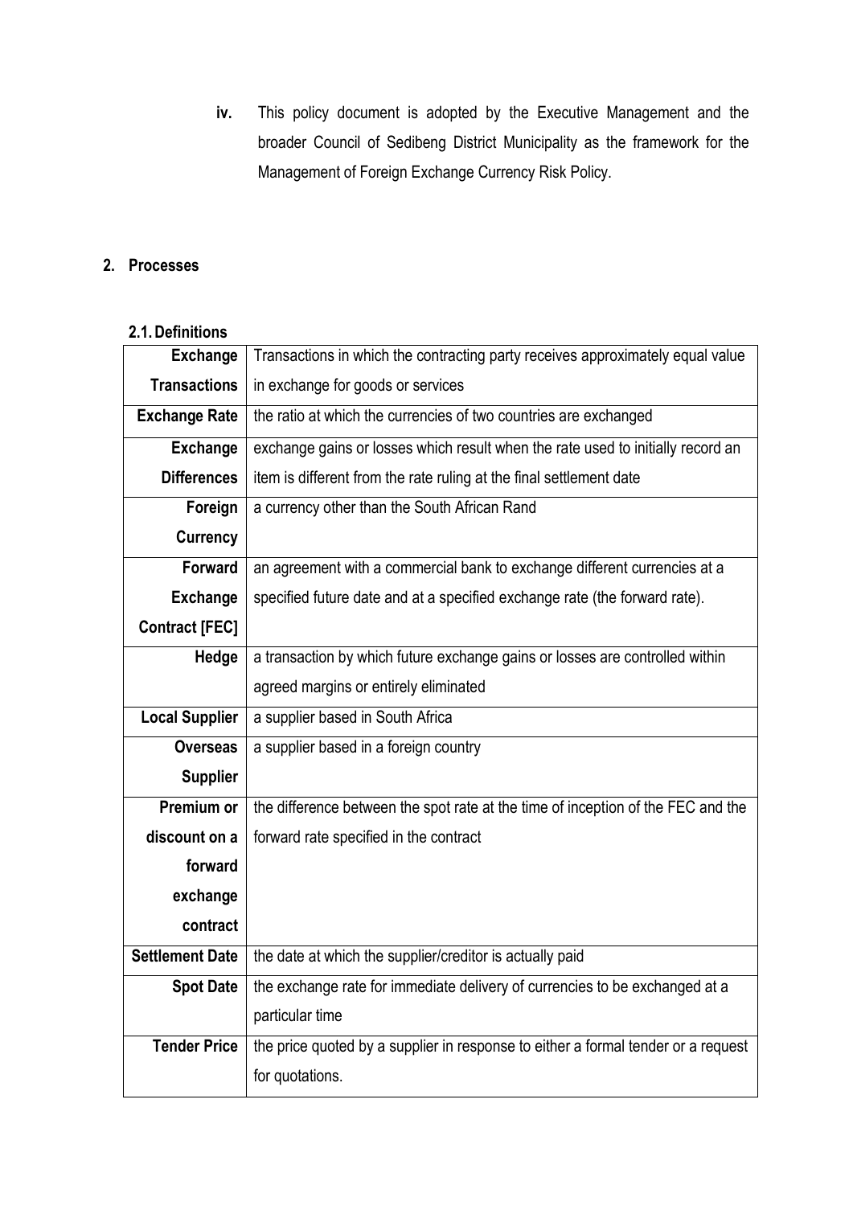iv. This policy document is adopted by the Executive Management and the broader Council of Sedibeng District Municipality as the framework for the Management of Foreign Exchange Currency Risk Policy.

## 2. Processes

### 2.1. Definitions

| | |
|---|---|
| **Exchange Transactions** | Transactions in which the contracting party receives approximately equal value in exchange for goods or services |
| **Exchange Rate** | the ratio at which the currencies of two countries are exchanged |
| **Exchange Differences** | exchange gains or losses which result when the rate used to initially record an item is different from the rate ruling at the final settlement date |
| **Foreign Currency** | a currency other than the South African Rand |
| **Forward Exchange Contract [FEC]** | an agreement with a commercial bank to exchange different currencies at a specified future date and at a specified exchange rate (the forward rate). |
| **Hedge** | a transaction by which future exchange gains or losses are controlled within agreed margins or entirely eliminated |
| **Local Supplier** | a supplier based in South Africa |
| **Overseas Supplier** | a supplier based in a foreign country |
| **Premium or discount on a forward exchange contract** | the difference between the spot rate at the time of inception of the FEC and the forward rate specified in the contract |
| **Settlement Date** | the date at which the supplier/creditor is actually paid |
| **Spot Date** | the exchange rate for immediate delivery of currencies to be exchanged at a particular time |
| **Tender Price** | the price quoted by a supplier in response to either a formal tender or a request for quotations. |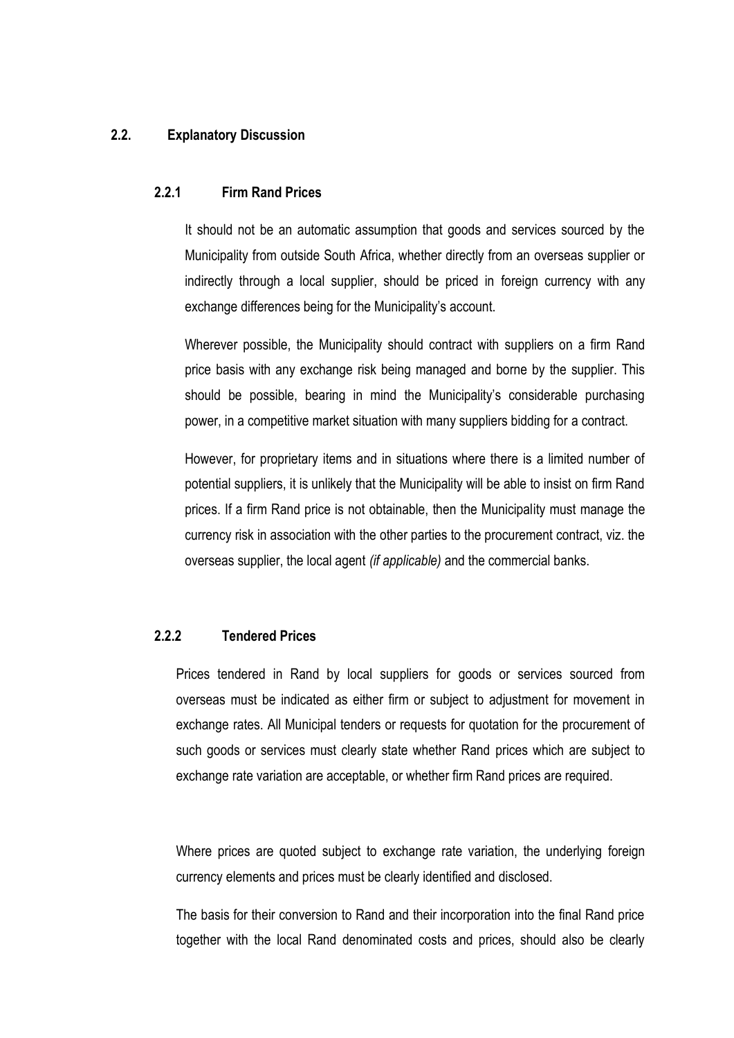## 2.2. Explanatory Discussion

### 2.2.1 Firm Rand Prices

It should not be an automatic assumption that goods and services sourced by the Municipality from outside South Africa, whether directly from an overseas supplier or indirectly through a local supplier, should be priced in foreign currency with any exchange differences being for the Municipality's account.

Wherever possible, the Municipality should contract with suppliers on a firm Rand price basis with any exchange risk being managed and borne by the supplier. This should be possible, bearing in mind the Municipality's considerable purchasing power, in a competitive market situation with many suppliers bidding for a contract.

However, for proprietary items and in situations where there is a limited number of potential suppliers, it is unlikely that the Municipality will be able to insist on firm Rand prices. If a firm Rand price is not obtainable, then the Municipality must manage the currency risk in association with the other parties to the procurement contract, viz. the overseas supplier, the local agent *(if applicable)* and the commercial banks.

### 2.2.2 Tendered Prices

Prices tendered in Rand by local suppliers for goods or services sourced from overseas must be indicated as either firm or subject to adjustment for movement in exchange rates. All Municipal tenders or requests for quotation for the procurement of such goods or services must clearly state whether Rand prices which are subject to exchange rate variation are acceptable, or whether firm Rand prices are required.

Where prices are quoted subject to exchange rate variation, the underlying foreign currency elements and prices must be clearly identified and disclosed.

The basis for their conversion to Rand and their incorporation into the final Rand price together with the local Rand denominated costs and prices, should also be clearly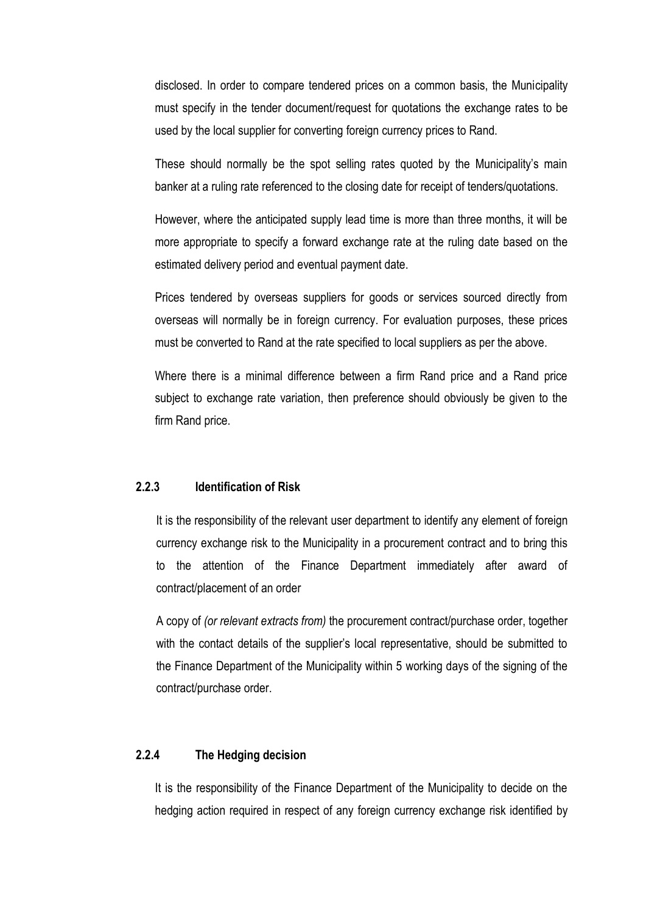disclosed. In order to compare tendered prices on a common basis, the Municipality must specify in the tender document/request for quotations the exchange rates to be used by the local supplier for converting foreign currency prices to Rand.

These should normally be the spot selling rates quoted by the Municipality's main banker at a ruling rate referenced to the closing date for receipt of tenders/quotations.

However, where the anticipated supply lead time is more than three months, it will be more appropriate to specify a forward exchange rate at the ruling date based on the estimated delivery period and eventual payment date.

Prices tendered by overseas suppliers for goods or services sourced directly from overseas will normally be in foreign currency. For evaluation purposes, these prices must be converted to Rand at the rate specified to local suppliers as per the above.

Where there is a minimal difference between a firm Rand price and a Rand price subject to exchange rate variation, then preference should obviously be given to the firm Rand price.

### 2.2.3 Identification of Risk

It is the responsibility of the relevant user department to identify any element of foreign currency exchange risk to the Municipality in a procurement contract and to bring this to the attention of the Finance Department immediately after award of contract/placement of an order

A copy of *(or relevant extracts from)* the procurement contract/purchase order, together with the contact details of the supplier's local representative, should be submitted to the Finance Department of the Municipality within 5 working days of the signing of the contract/purchase order.

### 2.2.4 The Hedging decision

It is the responsibility of the Finance Department of the Municipality to decide on the hedging action required in respect of any foreign currency exchange risk identified by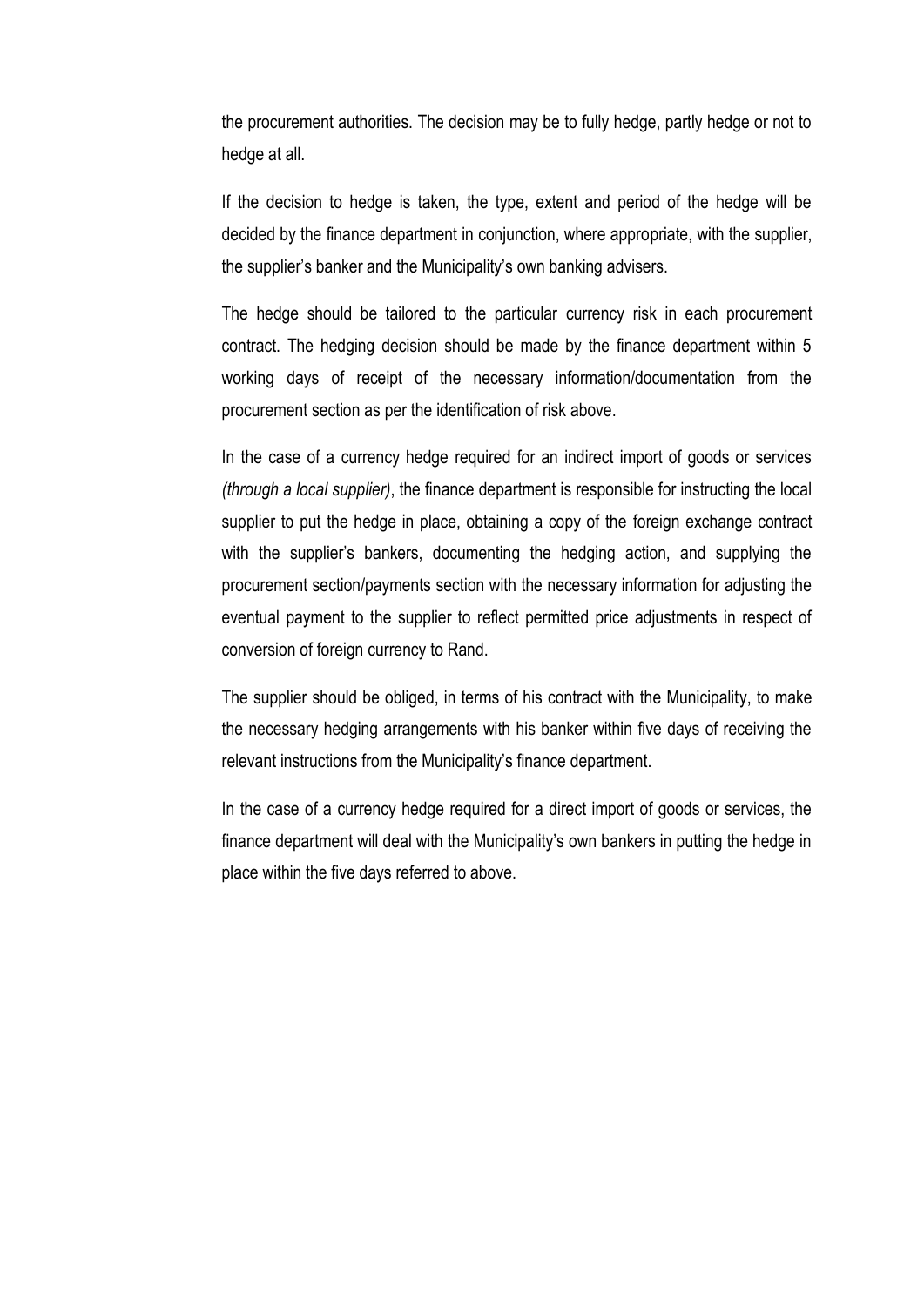the procurement authorities. The decision may be to fully hedge, partly hedge or not to hedge at all.

If the decision to hedge is taken, the type, extent and period of the hedge will be decided by the finance department in conjunction, where appropriate, with the supplier, the supplier's banker and the Municipality's own banking advisers.

The hedge should be tailored to the particular currency risk in each procurement contract. The hedging decision should be made by the finance department within 5 working days of receipt of the necessary information/documentation from the procurement section as per the identification of risk above.

In the case of a currency hedge required for an indirect import of goods or services *(through a local supplier)*, the finance department is responsible for instructing the local supplier to put the hedge in place, obtaining a copy of the foreign exchange contract with the supplier's bankers, documenting the hedging action, and supplying the procurement section/payments section with the necessary information for adjusting the eventual payment to the supplier to reflect permitted price adjustments in respect of conversion of foreign currency to Rand.

The supplier should be obliged, in terms of his contract with the Municipality, to make the necessary hedging arrangements with his banker within five days of receiving the relevant instructions from the Municipality's finance department.

In the case of a currency hedge required for a direct import of goods or services, the finance department will deal with the Municipality's own bankers in putting the hedge in place within the five days referred to above.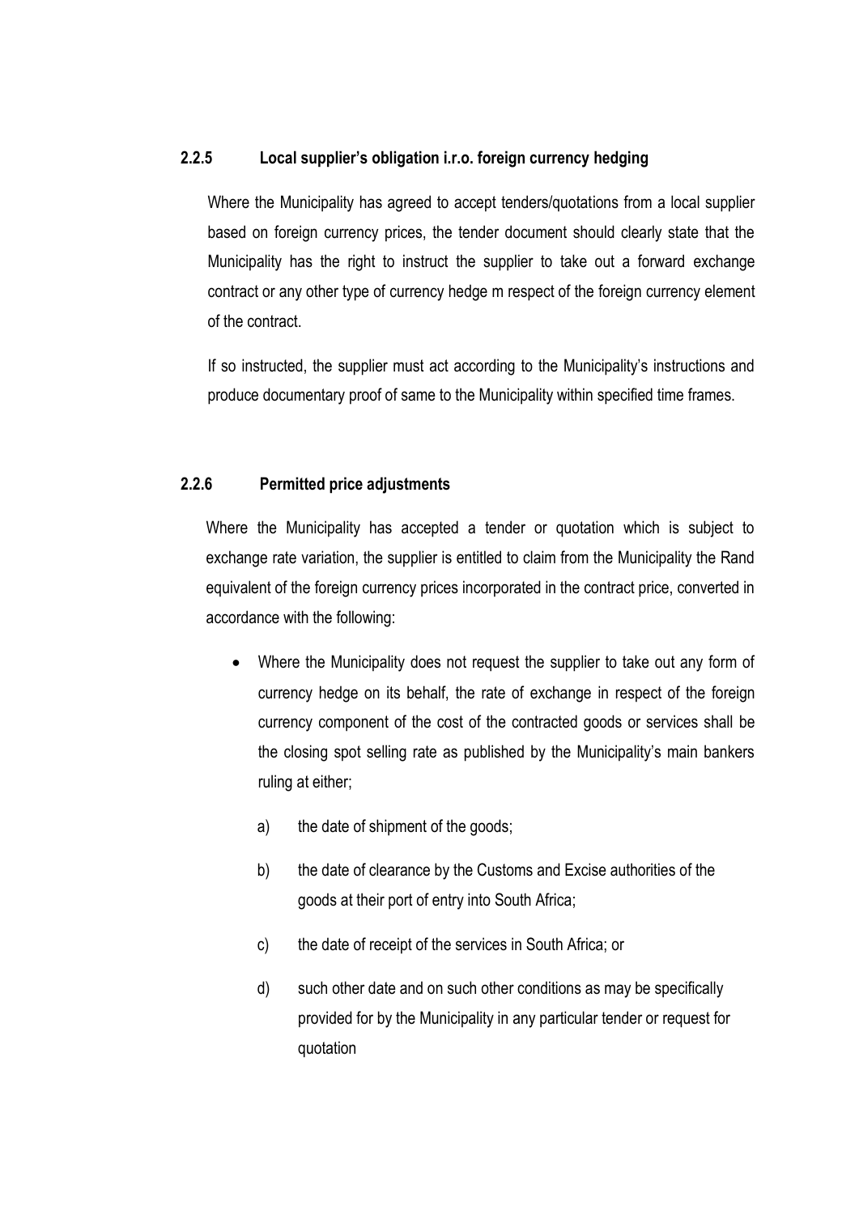#### 2.2.5 Local supplier's obligation i.r.o. foreign currency hedging

Where the Municipality has agreed to accept tenders/quotations from a local supplier based on foreign currency prices, the tender document should clearly state that the Municipality has the right to instruct the supplier to take out a forward exchange contract or any other type of currency hedge m respect of the foreign currency element of the contract.

If so instructed, the supplier must act according to the Municipality's instructions and produce documentary proof of same to the Municipality within specified time frames.

#### 2.2.6 Permitted price adjustments

Where the Municipality has accepted a tender or quotation which is subject to exchange rate variation, the supplier is entitled to claim from the Municipality the Rand equivalent of the foreign currency prices incorporated in the contract price, converted in accordance with the following:

- Where the Municipality does not request the supplier to take out any form of currency hedge on its behalf, the rate of exchange in respect of the foreign currency component of the cost of the contracted goods or services shall be the closing spot selling rate as published by the Municipality's main bankers ruling at either;

  a) the date of shipment of the goods;

  b) the date of clearance by the Customs and Excise authorities of the goods at their port of entry into South Africa;

  c) the date of receipt of the services in South Africa; or

  d) such other date and on such other conditions as may be specifically provided for by the Municipality in any particular tender or request for quotation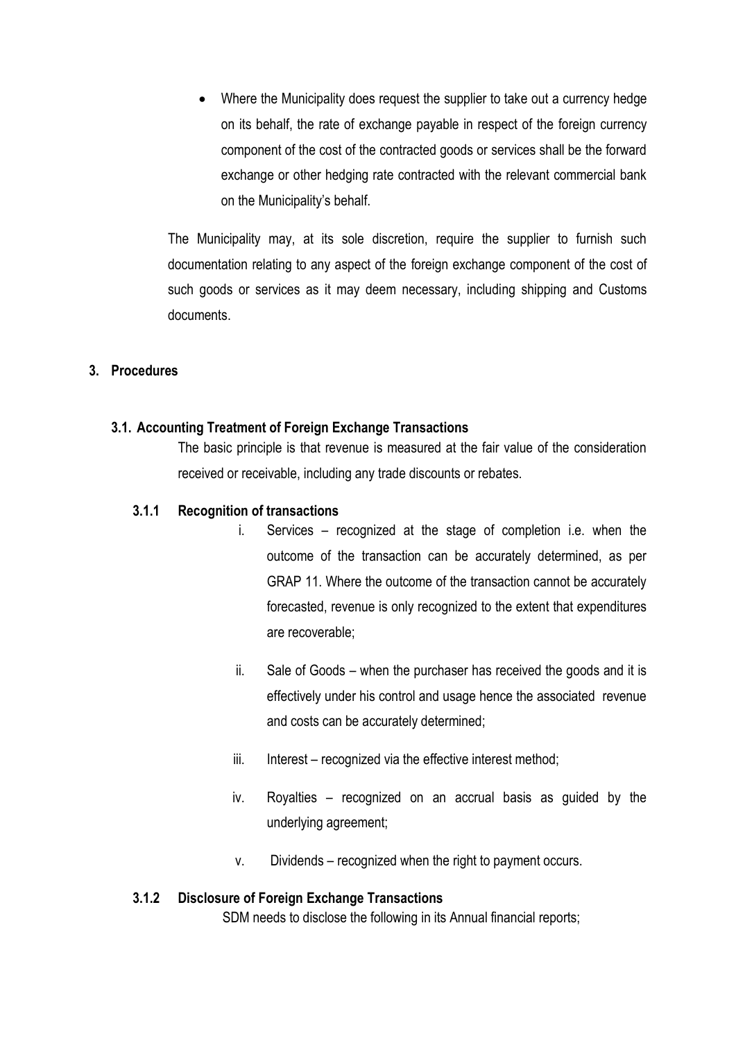- Where the Municipality does request the supplier to take out a currency hedge on its behalf, the rate of exchange payable in respect of the foreign currency component of the cost of the contracted goods or services shall be the forward exchange or other hedging rate contracted with the relevant commercial bank on the Municipality's behalf.

The Municipality may, at its sole discretion, require the supplier to furnish such documentation relating to any aspect of the foreign exchange component of the cost of such goods or services as it may deem necessary, including shipping and Customs documents.

## 3. Procedures

### 3.1. Accounting Treatment of Foreign Exchange Transactions

The basic principle is that revenue is measured at the fair value of the consideration received or receivable, including any trade discounts or rebates.

#### 3.1.1 Recognition of transactions

i. Services – recognized at the stage of completion i.e. when the outcome of the transaction can be accurately determined, as per GRAP 11. Where the outcome of the transaction cannot be accurately forecasted, revenue is only recognized to the extent that expenditures are recoverable;

ii. Sale of Goods – when the purchaser has received the goods and it is effectively under his control and usage hence the associated revenue and costs can be accurately determined;

iii. Interest – recognized via the effective interest method;

iv. Royalties – recognized on an accrual basis as guided by the underlying agreement;

v. Dividends – recognized when the right to payment occurs.

#### 3.1.2 Disclosure of Foreign Exchange Transactions

SDM needs to disclose the following in its Annual financial reports;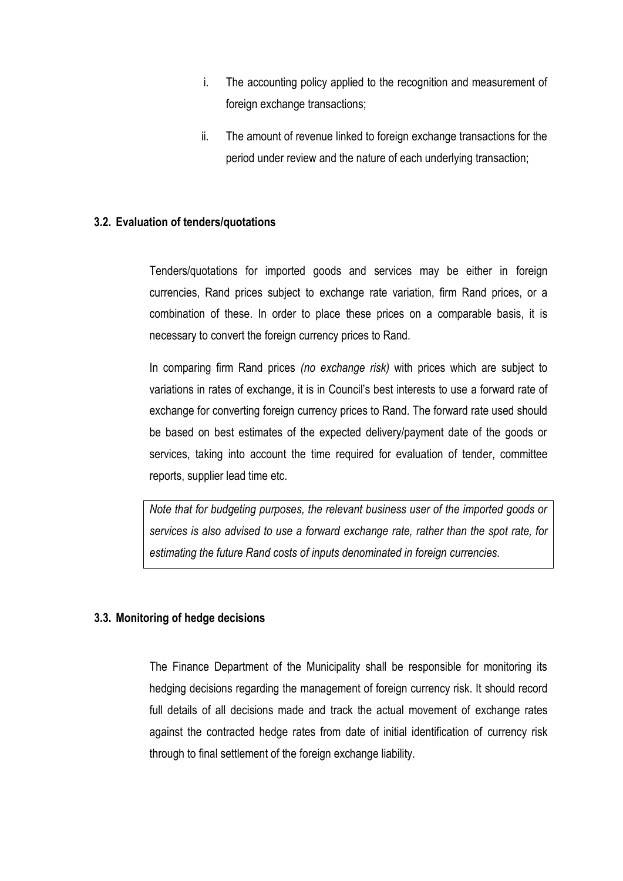i. The accounting policy applied to the recognition and measurement of foreign exchange transactions;

ii. The amount of revenue linked to foreign exchange transactions for the period under review and the nature of each underlying transaction;

### 3.2. Evaluation of tenders/quotations

Tenders/quotations for imported goods and services may be either in foreign currencies, Rand prices subject to exchange rate variation, firm Rand prices, or a combination of these. In order to place these prices on a comparable basis, it is necessary to convert the foreign currency prices to Rand.

In comparing firm Rand prices *(no exchange risk)* with prices which are subject to variations in rates of exchange, it is in Council's best interests to use a forward rate of exchange for converting foreign currency prices to Rand. The forward rate used should be based on best estimates of the expected delivery/payment date of the goods or services, taking into account the time required for evaluation of tender, committee reports, supplier lead time etc.

> *Note that for budgeting purposes, the relevant business user of the imported goods or services is also advised to use a forward exchange rate, rather than the spot rate, for estimating the future Rand costs of inputs denominated in foreign currencies.*

### 3.3. Monitoring of hedge decisions

The Finance Department of the Municipality shall be responsible for monitoring its hedging decisions regarding the management of foreign currency risk. It should record full details of all decisions made and track the actual movement of exchange rates against the contracted hedge rates from date of initial identification of currency risk through to final settlement of the foreign exchange liability.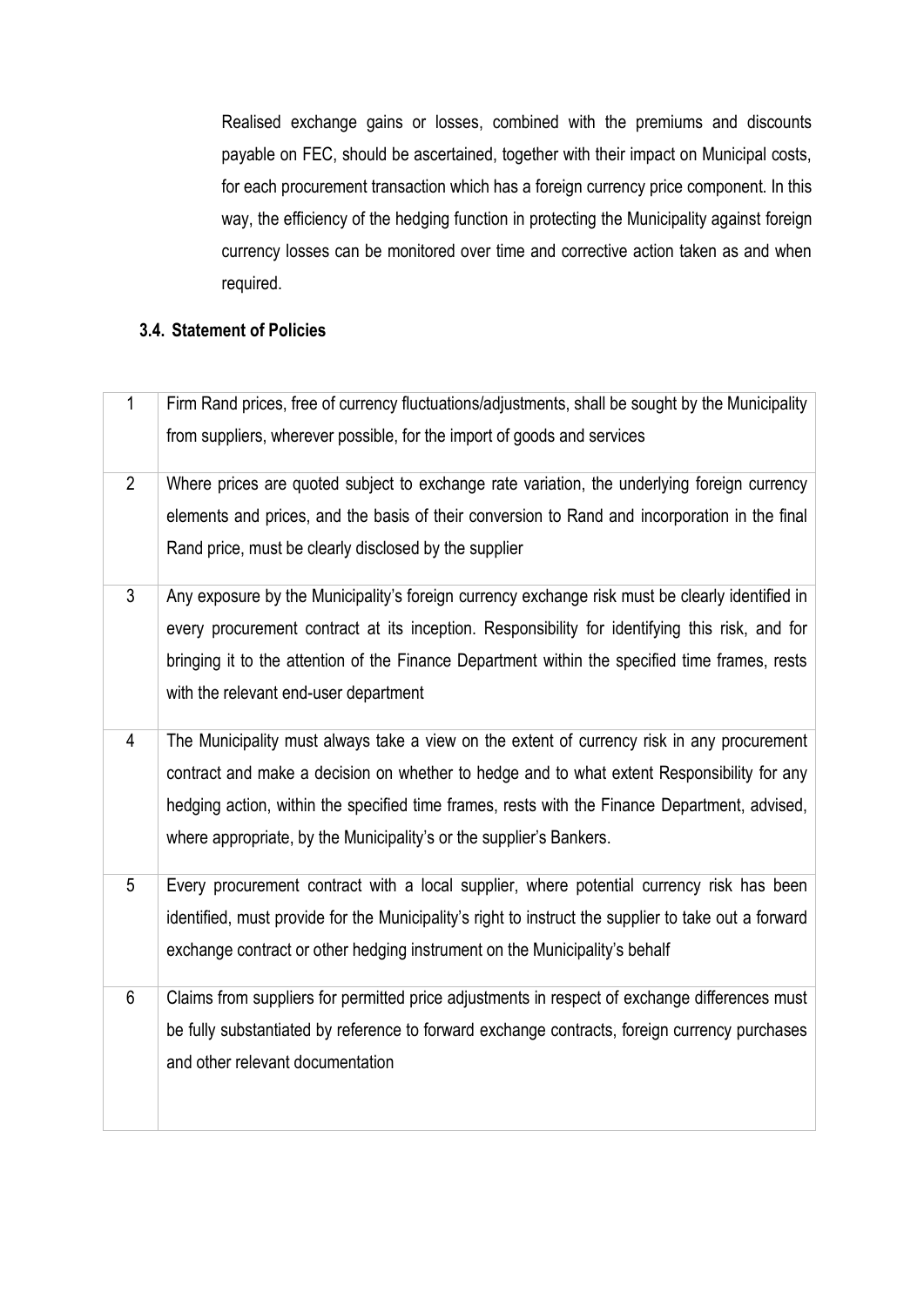Realised exchange gains or losses, combined with the premiums and discounts payable on FEC, should be ascertained, together with their impact on Municipal costs, for each procurement transaction which has a foreign currency price component. In this way, the efficiency of the hedging function in protecting the Municipality against foreign currency losses can be monitored over time and corrective action taken as and when required.

### 3.4. Statement of Policies

| | |
|---|---|
| 1 | Firm Rand prices, free of currency fluctuations/adjustments, shall be sought by the Municipality from suppliers, wherever possible, for the import of goods and services |
| 2 | Where prices are quoted subject to exchange rate variation, the underlying foreign currency elements and prices, and the basis of their conversion to Rand and incorporation in the final Rand price, must be clearly disclosed by the supplier |
| 3 | Any exposure by the Municipality's foreign currency exchange risk must be clearly identified in every procurement contract at its inception. Responsibility for identifying this risk, and for bringing it to the attention of the Finance Department within the specified time frames, rests with the relevant end-user department |
| 4 | The Municipality must always take a view on the extent of currency risk in any procurement contract and make a decision on whether to hedge and to what extent Responsibility for any hedging action, within the specified time frames, rests with the Finance Department, advised, where appropriate, by the Municipality's or the supplier's Bankers. |
| 5 | Every procurement contract with a local supplier, where potential currency risk has been identified, must provide for the Municipality's right to instruct the supplier to take out a forward exchange contract or other hedging instrument on the Municipality's behalf |
| 6 | Claims from suppliers for permitted price adjustments in respect of exchange differences must be fully substantiated by reference to forward exchange contracts, foreign currency purchases and other relevant documentation |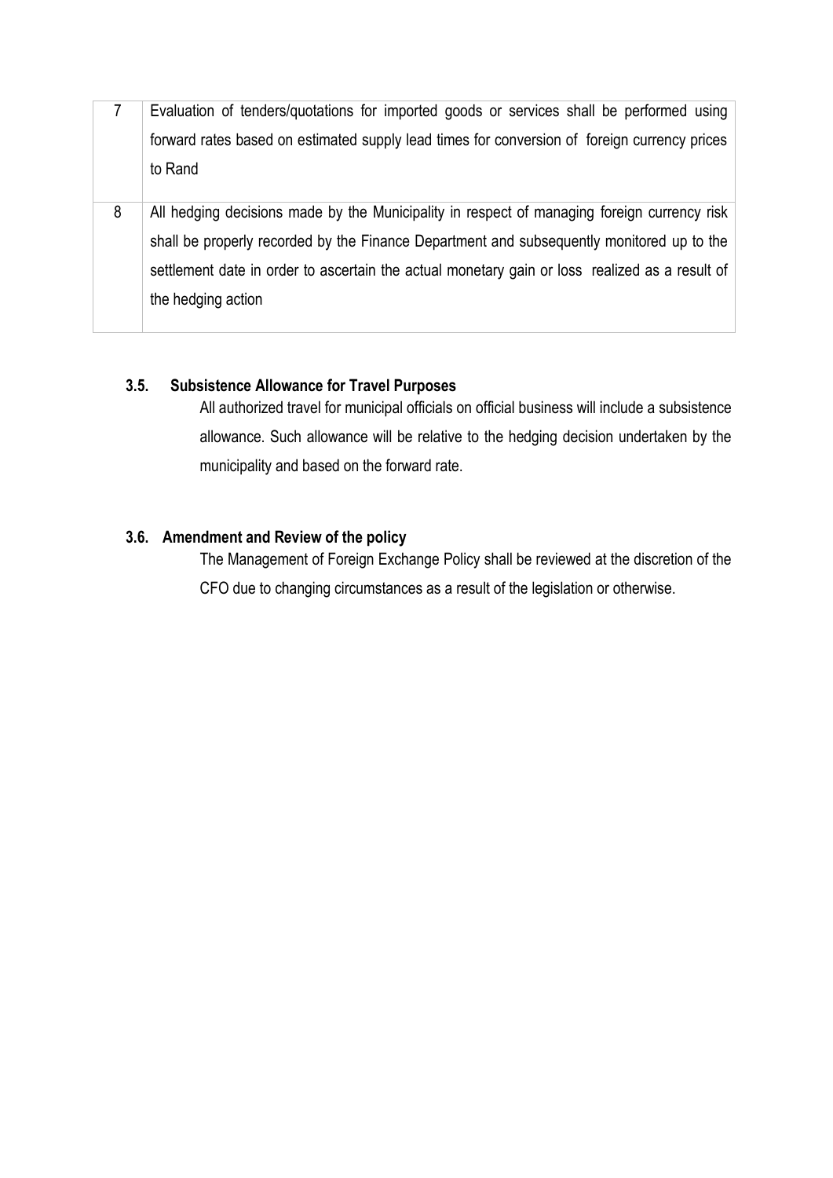| | |
|---|---|
| 7 | Evaluation of tenders/quotations for imported goods or services shall be performed using forward rates based on estimated supply lead times for conversion of foreign currency prices to Rand |
| 8 | All hedging decisions made by the Municipality in respect of managing foreign currency risk shall be properly recorded by the Finance Department and subsequently monitored up to the settlement date in order to ascertain the actual monetary gain or loss realized as a result of the hedging action |

### 3.5. Subsistence Allowance for Travel Purposes

All authorized travel for municipal officials on official business will include a subsistence allowance. Such allowance will be relative to the hedging decision undertaken by the municipality and based on the forward rate.

### 3.6. Amendment and Review of the policy

The Management of Foreign Exchange Policy shall be reviewed at the discretion of the CFO due to changing circumstances as a result of the legislation or otherwise.